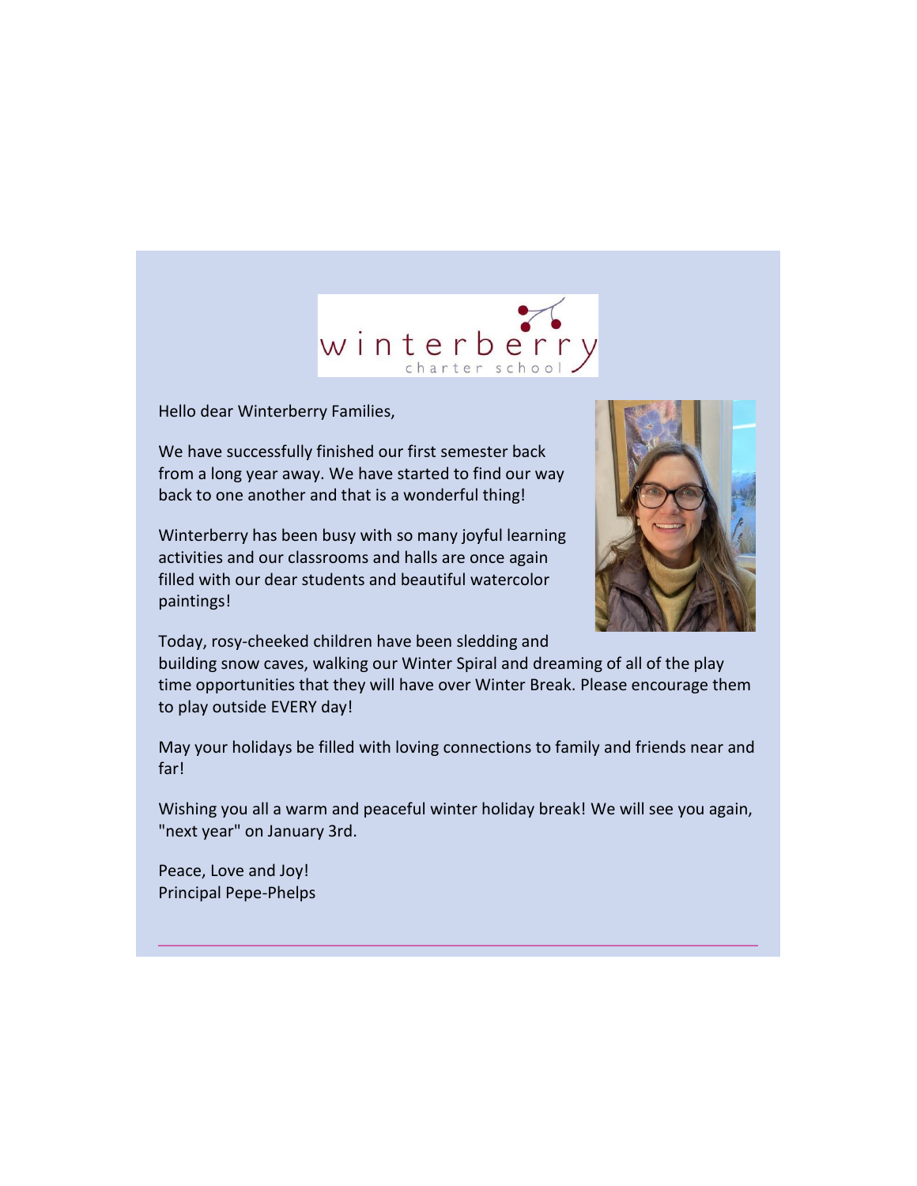winterberry
charter school

Hello dear Winterberry Families,

We have successfully finished our first semester back from a long year away. We have started to find our way back to one another and that is a wonderful thing!

Winterberry has been busy with so many joyful learning activities and our classrooms and halls are once again filled with our dear students and beautiful watercolor paintings!

Today, rosy-cheeked children have been sledding and building snow caves, walking our Winter Spiral and dreaming of all of the play time opportunities that they will have over Winter Break. Please encourage them to play outside EVERY day!

May your holidays be filled with loving connections to family and friends near and far!

Wishing you all a warm and peaceful winter holiday break! We will see you again, "next year" on January 3rd.

Peace, Love and Joy!  
Principal Pepe-Phelps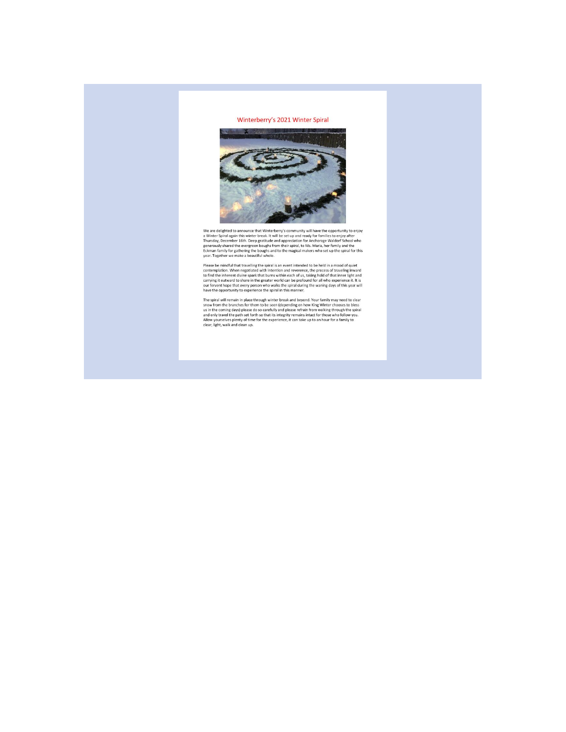## Winterberry's 2021 Winter Spiral

We are delighted to announce that Winterberry's community will have the opportunity to enjoy a Winter Spiral again this winter break. It will be set up and ready for families to enjoy after Thursday, December 16th. Deep gratitude and appreciation for Anchorage Waldorf School who generously shared the evergreen boughs from their spiral, to Ms. Maria, her family and the Eckman family for gathering the boughs and to the magical makers who set up the spiral for this year. Together we make a beautiful whole.

Please be mindful that travelling the spiral is an event intended to be held in a mood of quiet contemplation. When negotiated with intention and reverence, the process of traveling inward to find the inherent divine spark that burns within each of us, taking hold of that inner light and carrying it outward to share in the greater world can be profound for all who experience it. It is our fervent hope that every person who walks the spiral during the waning days of this year will have the opportunity to experience the spiral in this manner.

The spiral will remain in place through winter break and beyond. Your family may need to clear snow from the branches for them to be seen (depending on how King Winter chooses to bless us in the coming days) please do so carefully and please refrain from walking through the spiral and only travel the path set forth so that its integrity remains intact for those who follow you. Allow yourselves plenty of time for the experience, it can take up to an hour for a family to clear, light, walk and clean up.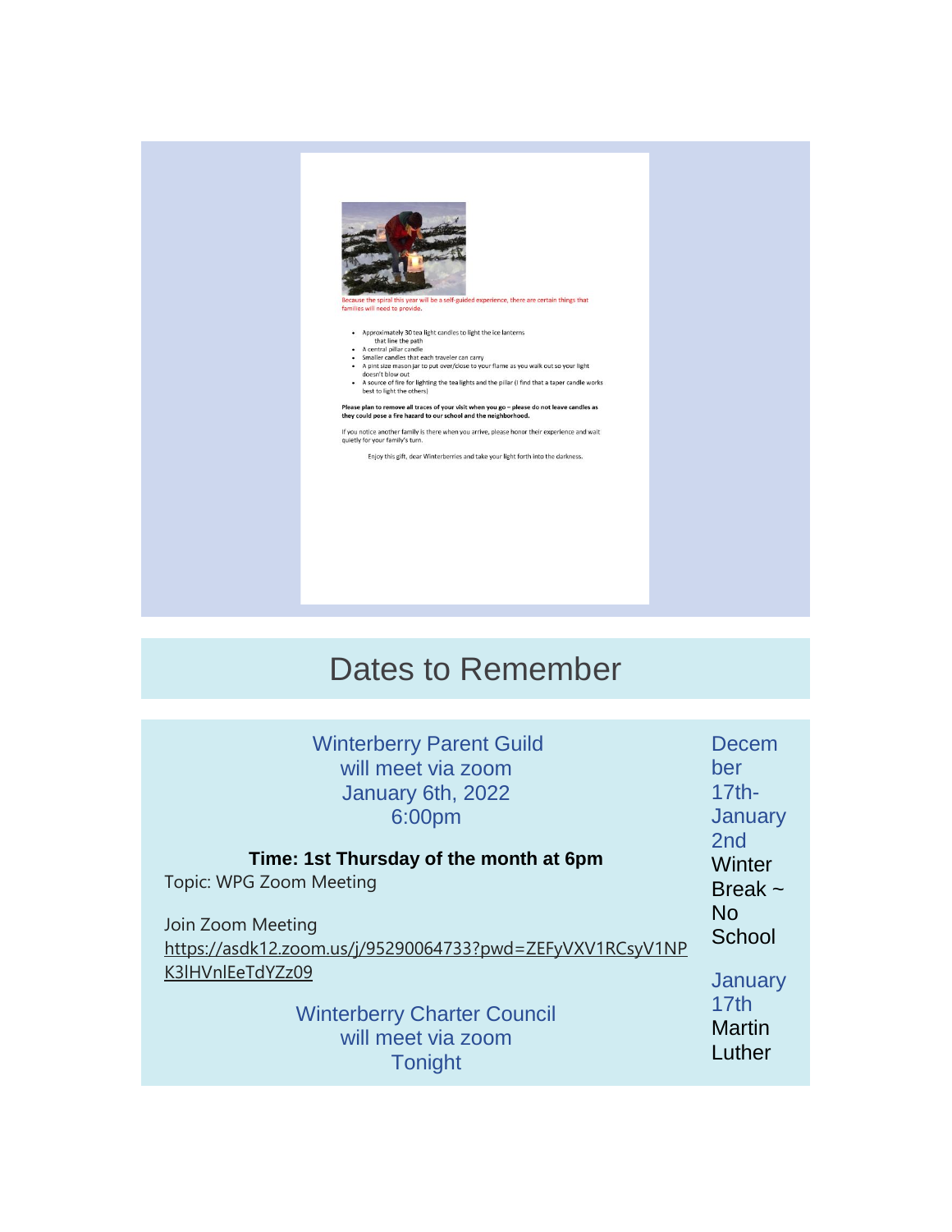Because the spiral this year will be a self-guided experience, there are certain things that families will need to provide.

- Approximately 30 tea light candles to light the ice lanterns that line the path
- A central pillar candle
- Smaller candles that each traveler can carry
- A pint size mason jar to put over/close to your flame as you walk out so your light doesn't blow out
- A source of fire for lighting the tea lights and the pillar (I find that a taper candle works best to light the others)

**Please plan to remove all traces of your visit when you go – please do not leave candles as they could pose a fire hazard to our school and the neighborhood.**

If you notice another family is there when you arrive, please honor their experience and wait quietly for your family's turn.

Enjoy this gift, dear Winterberries and take your light forth into the darkness.

# Dates to Remember

Winterberry Parent Guild will meet via zoom January 6th, 2022 6:00pm

**Time: 1st Thursday of the month at 6pm**

Topic: WPG Zoom Meeting

Join Zoom Meeting
https://asdk12.zoom.us/j/95290064733?pwd=ZEFyVXV1RCsyV1NPK3lHVnlEeTdYZz09

Winterberry Charter Council will meet via zoom Tonight

December 17th- January 2nd Winter Break ~ No School

January 17th Martin Luther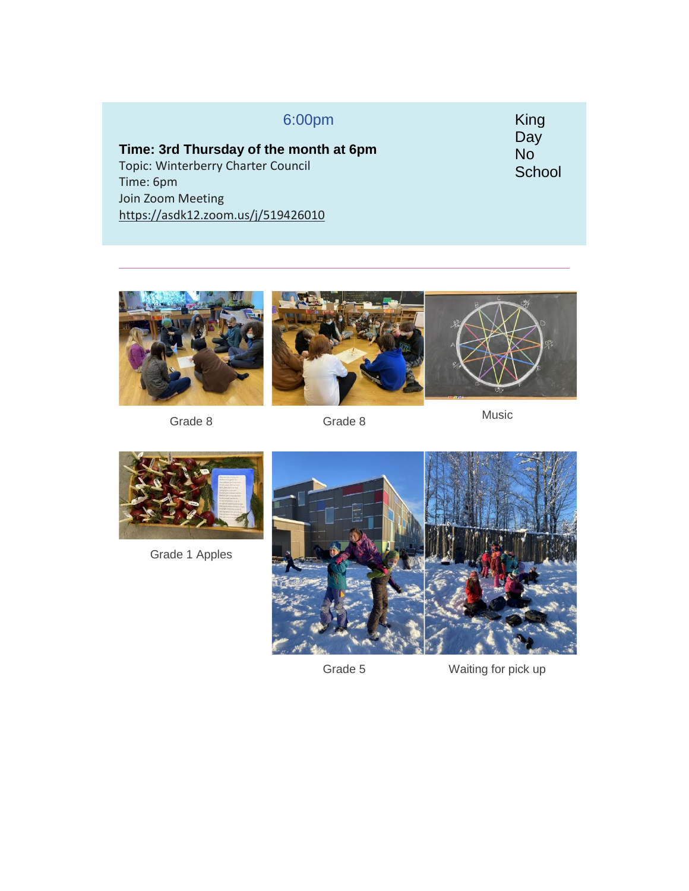6:00pm

**Time: 3rd Thursday of the month at 6pm**
Topic: Winterberry Charter Council
Time: 6pm
Join Zoom Meeting
https://asdk12.zoom.us/j/519426010

King Day No School

---

Grade 8

Grade 8

Music

Grade 1 Apples

Grade 5

Waiting for pick up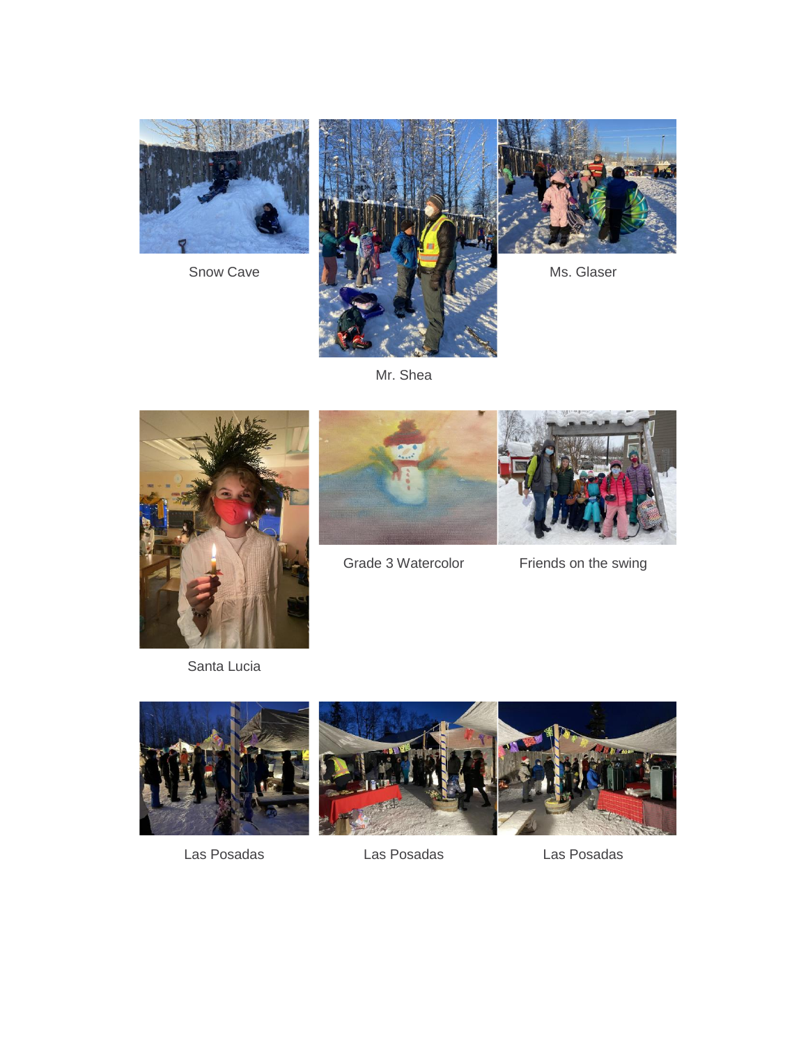Snow Cave

Mr. Shea

Ms. Glaser

Santa Lucia

Grade 3 Watercolor

Friends on the swing

Las Posadas

Las Posadas

Las Posadas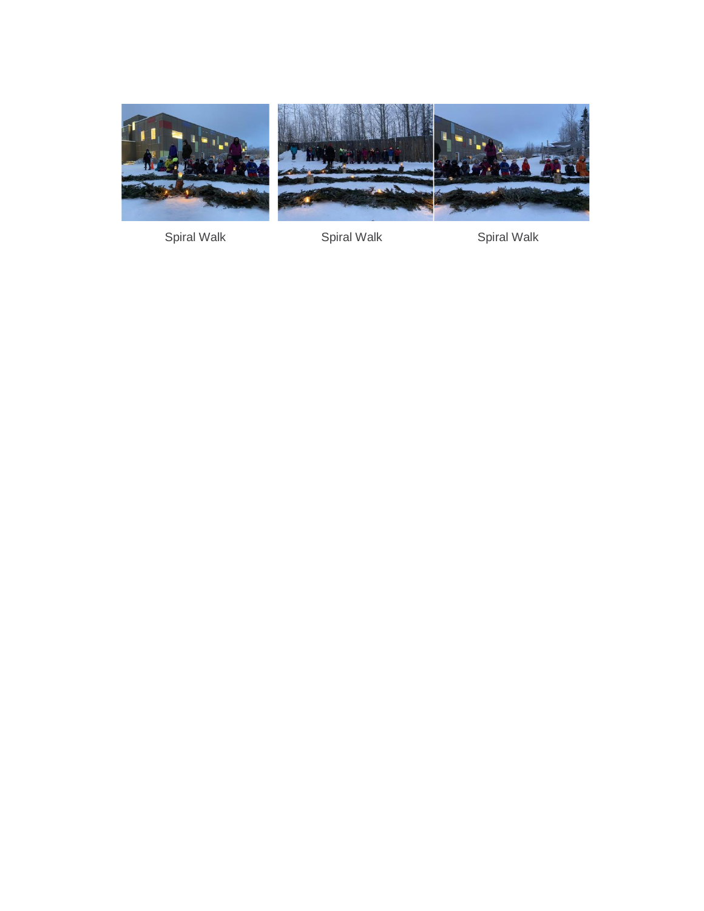Spiral Walk

Spiral Walk

Spiral Walk